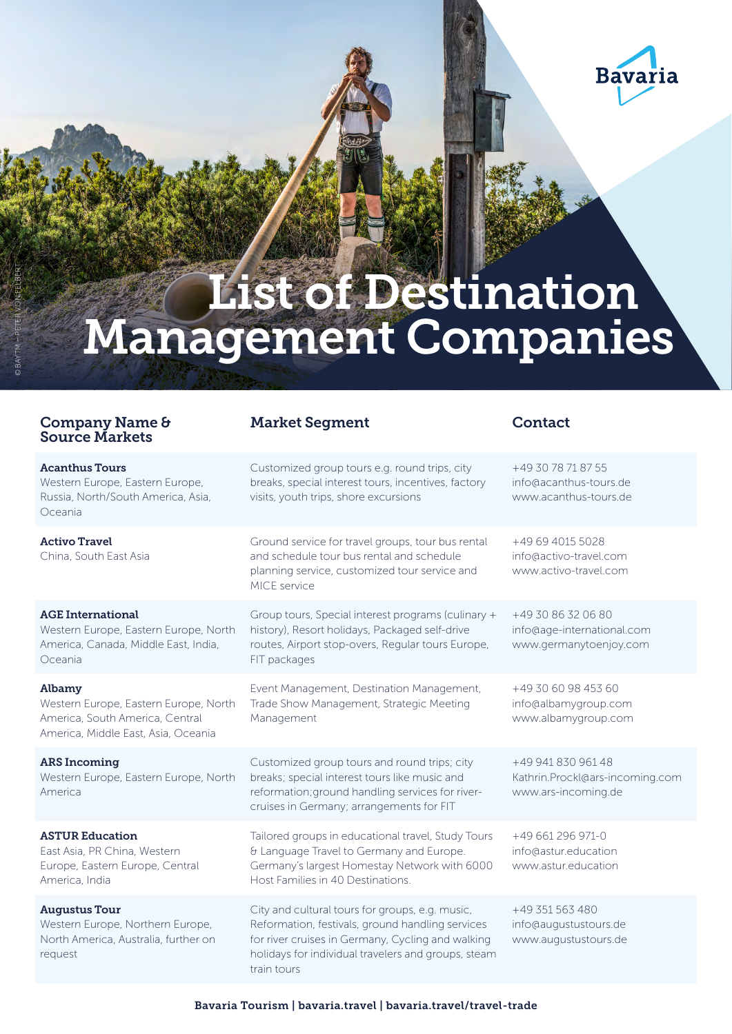Bavaria

# List of Destination Management Companies

© BAYTM – PETER VON FELBERT

| Company Name & Source Markets | Market Segment | Contact |
|---|---|---|
| **Acanthus Tours**<br>Western Europe, Eastern Europe, Russia, North/South America, Asia, Oceania | Customized group tours e.g. round trips, city breaks, special interest tours, incentives, factory visits, youth trips, shore excursions | +49 30 78 71 87 55<br>info@acanthus-tours.de<br>www.acanthus-tours.de |
| **Activo Travel**<br>China, South East Asia | Ground service for travel groups, tour bus rental and schedule tour bus rental and schedule planning service, customized tour service and MICE service | +49 69 4015 5028<br>info@activo-travel.com<br>www.activo-travel.com |
| **AGE International**<br>Western Europe, Eastern Europe, North America, Canada, Middle East, India, Oceania | Group tours, Special interest programs (culinary + history), Resort holidays, Packaged self-drive routes, Airport stop-overs, Regular tours Europe, FIT packages | +49 30 86 32 06 80<br>info@age-international.com<br>www.germanytoenjoy.com |
| **Albamy**<br>Western Europe, Eastern Europe, North America, South America, Central America, Middle East, Asia, Oceania | Event Management, Destination Management, Trade Show Management, Strategic Meeting Management | +49 30 60 98 453 60<br>info@albamygroup.com<br>www.albamygroup.com |
| **ARS Incoming**<br>Western Europe, Eastern Europe, North America | Customized group tours and round trips; city breaks; special interest tours like music and reformation;ground handling services for river-cruises in Germany; arrangements for FIT | +49 941 830 961 48<br>Kathrin.Prockl@ars-incoming.com<br>www.ars-incoming.de |
| **ASTUR Education**<br>East Asia, PR China, Western Europe, Eastern Europe, Central America, India | Tailored groups in educational travel, Study Tours & Language Travel to Germany and Europe. Germany's largest Homestay Network with 6000 Host Families in 40 Destinations. | +49 661 296 971-0<br>info@astur.education<br>www.astur.education |
| **Augustus Tour**<br>Western Europe, Northern Europe, North America, Australia, further on request | City and cultural tours for groups, e.g. music, Reformation, festivals, ground handling services for river cruises in Germany, Cycling and walking holidays for individual travelers and groups, steam train tours | +49 351 563 480<br>info@augustustours.de<br>www.augustustours.de |

Bavaria Tourism | bavaria.travel | bavaria.travel/travel-trade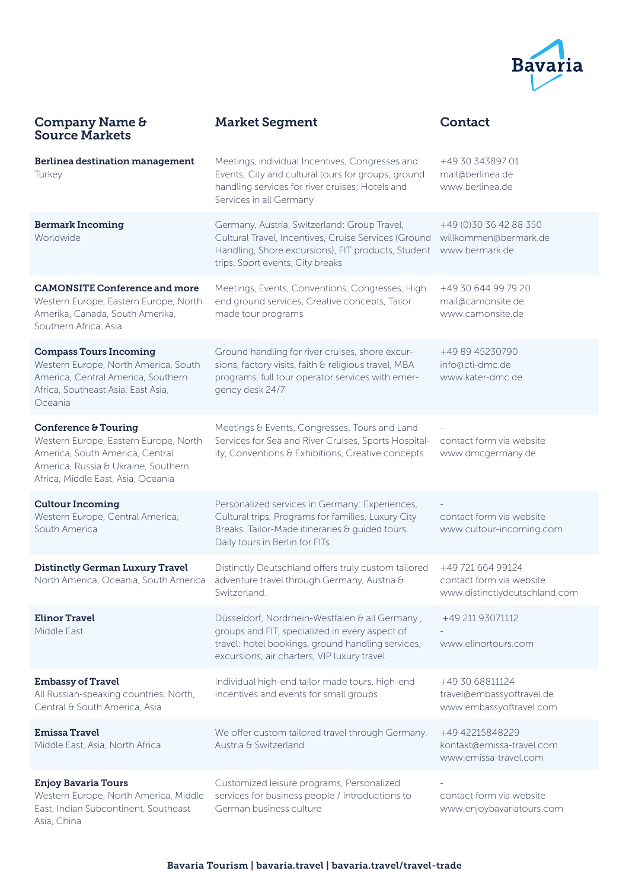| Company Name & Source Markets | Market Segment | Contact |
|---|---|---|
| **Berlinea destination management**<br>Turkey | Meetings, individual Incentives, Congresses and Events; City and cultural tours for groups; ground handling services for river cruises; Hotels and Services in all Germany | +49 30 343897 01<br>mail@berlinea.de<br>www.berlinea.de |
| **Bermark Incoming**<br>Worldwide | Germany, Austria, Switzerland: Group Travel, Cultural Travel, Incentives, Cruise Services (Ground Handling, Shore excursions), FIT products, Student trips, Sport events, City breaks | +49 (0)30 36 42 88 350<br>willkommen@bermark.de<br>www.bermark.de |
| **CAMONSITE Conference and more**<br>Western Europe, Eastern Europe, North Amerika, Canada, South Amerika, Southern Africa, Asia | Meetings, Events, Conventions, Congresses, High end ground services, Creative concepts, Tailor made tour programs | +49 30 644 99 79 20<br>mail@camonsite.de<br>www.camonsite.de |
| **Compass Tours Incoming**<br>Western Europe, North America, South America, Central America, Southern Africa, Southeast Asia, East Asia, Oceania | Ground handling for river cruises, shore excursions, factory visits, faith & religious travel, MBA programs, full tour operator services with emergency desk 24/7 | +49 89 45230790<br>info@cti-dmc.de<br>www.kater-dmc.de |
| **Conference & Touring**<br>Western Europe, Eastern Europe, North America, South America, Central America, Russia & Ukraine, Southern Africa, Middle East, Asia, Oceania | Meetings & Events, Congresses, Tours and Land Services for Sea and River Cruises, Sports Hospitality, Conventions & Exhibitions, Creative concepts | -<br>contact form via website<br>www.dmcgermany.de |
| **Cultour Incoming**<br>Western Europe, Central America, South America | Personalized services in Germany: Experiences, Cultural trips, Programs for families, Luxury City Breaks. Tailor-Made itineraries & guided tours. Daily tours in Berlin for FITs. | -<br>contact form via website<br>www.cultour-incoming.com |
| **Distinctly German Luxury Travel**<br>North America, Oceania, South America | Distinctly Deutschland offers truly custom tailored adventure travel through Germany, Austria & Switzerland. | +49 721 664 99124<br>contact form via website<br>www.distinctlydeutschland.com |
| **Elinor Travel**<br>Middle East | Düsseldorf, Nordrhein-Westfalen & all Germany , groups and FIT, specialized in every aspect of travel: hotel bookings, ground handling services, excursions, air charters, VIP luxury travel | +49 211 93071112<br>-<br>www.elinortours.com |
| **Embassy of Travel**<br>All Russian-speaking countries, North, Central & South America, Asia | Individual high-end tailor made tours, high-end incentives and events for small groups | +49 30 68811124<br>travel@embassyoftravel.de<br>www.embassyoftravel.com |
| **Emissa Travel**<br>Middle East, Asia, North Africa | We offer custom tailored travel through Germany, Austria & Switzerland. | +49 42215848229<br>kontakt@emissa-travel.com<br>www.emissa-travel.com |
| **Enjoy Bavaria Tours**<br>Western Europe, North America, Middle East, Indian Subcontinent, Southeast Asia, China | Customized leisure programs, Personalized services for business people / Introductions to German business culture | -<br>contact form via website<br>www.enjoybavariatours.com |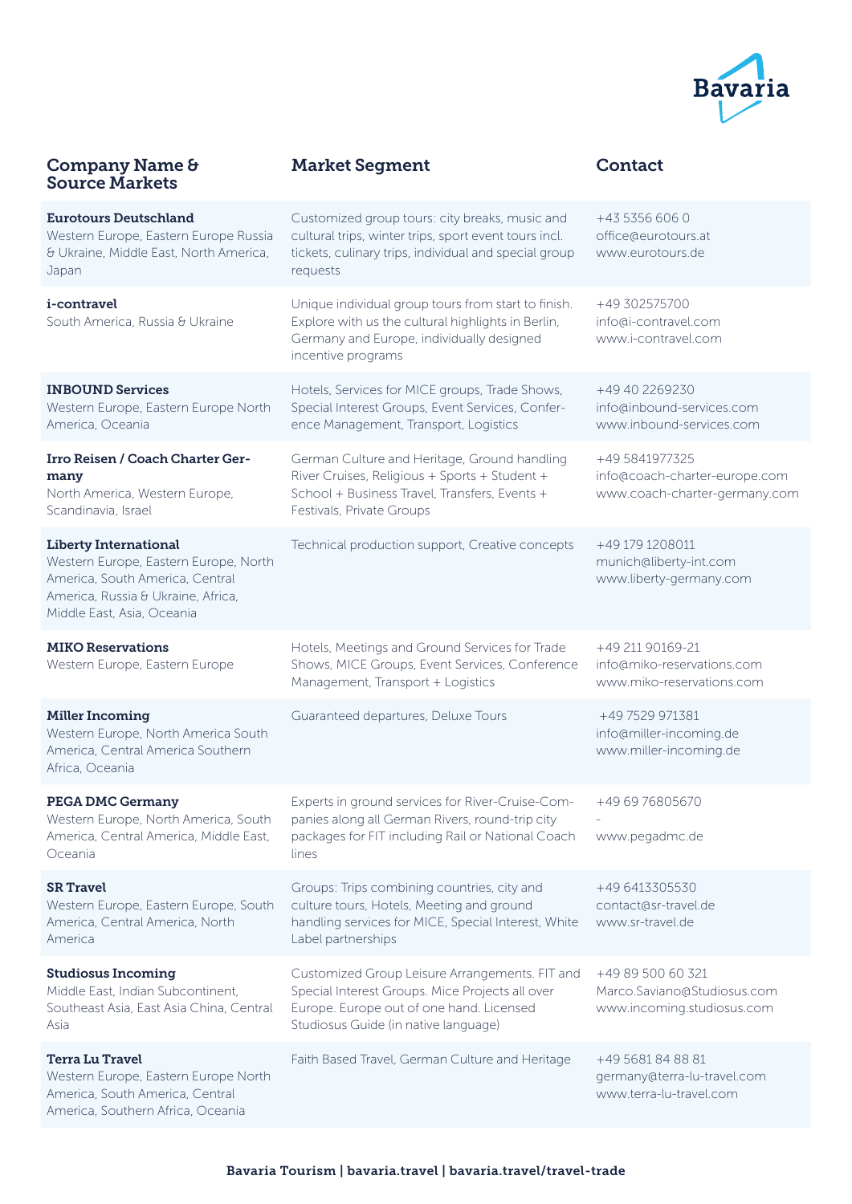| Company Name & Source Markets | Market Segment | Contact |
|---|---|---|
| **Eurotours Deutschland**<br>Western Europe, Eastern Europe Russia & Ukraine, Middle East, North America, Japan | Customized group tours: city breaks, music and cultural trips, winter trips, sport event tours incl. tickets, culinary trips, individual and special group requests | +43 5356 606 0<br>office@eurotours.at<br>www.eurotours.de |
| **i-contravel**<br>South America, Russia & Ukraine | Unique individual group tours from start to finish. Explore with us the cultural highlights in Berlin, Germany and Europe, individually designed incentive programs | +49 302575700<br>info@i-contravel.com<br>www.i-contravel.com |
| **INBOUND Services**<br>Western Europe, Eastern Europe North America, Oceania | Hotels, Services for MICE groups, Trade Shows, Special Interest Groups, Event Services, Conference Management, Transport, Logistics | +49 40 2269230<br>info@inbound-services.com<br>www.inbound-services.com |
| **Irro Reisen / Coach Charter Germany**<br>North America, Western Europe, Scandinavia, Israel | German Culture and Heritage, Ground handling River Cruises, Religious + Sports + Student + School + Business Travel, Transfers, Events + Festivals, Private Groups | +49 5841977325<br>info@coach-charter-europe.com<br>www.coach-charter-germany.com |
| **Liberty International**<br>Western Europe, Eastern Europe, North America, South America, Central America, Russia & Ukraine, Africa, Middle East, Asia, Oceania | Technical production support, Creative concepts | +49 179 1208011<br>munich@liberty-int.com<br>www.liberty-germany.com |
| **MIKO Reservations**<br>Western Europe, Eastern Europe | Hotels, Meetings and Ground Services for Trade Shows, MICE Groups, Event Services, Conference Management, Transport + Logistics | +49 211 90169-21<br>info@miko-reservations.com<br>www.miko-reservations.com |
| **Miller Incoming**<br>Western Europe, North America South America, Central America Southern Africa, Oceania | Guaranteed departures, Deluxe Tours | +49 7529 971381<br>info@miller-incoming.de<br>www.miller-incoming.de |
| **PEGA DMC Germany**<br>Western Europe, North America, South America, Central America, Middle East, Oceania | Experts in ground services for River-Cruise-Companies along all German Rivers, round-trip city packages for FIT including Rail or National Coach lines | +49 69 76805670<br>-<br>www.pegadmc.de |
| **SR Travel**<br>Western Europe, Eastern Europe, South America, Central America, North America | Groups: Trips combining countries, city and culture tours, Hotels, Meeting and ground handling services for MICE, Special Interest, White Label partnerships | +49 6413305530<br>contact@sr-travel.de<br>www.sr-travel.de |
| **Studiosus Incoming**<br>Middle East, Indian Subcontinent, Southeast Asia, East Asia China, Central Asia | Customized Group Leisure Arrangements. FIT and Special Interest Groups. Mice Projects all over Europe. Europe out of one hand. Licensed Studiosus Guide (in native language) | +49 89 500 60 321<br>Marco.Saviano@Studiosus.com<br>www.incoming.studiosus.com |
| **Terra Lu Travel**<br>Western Europe, Eastern Europe North America, South America, Central America, Southern Africa, Oceania | Faith Based Travel, German Culture and Heritage | +49 5681 84 88 81<br>germany@terra-lu-travel.com<br>www.terra-lu-travel.com |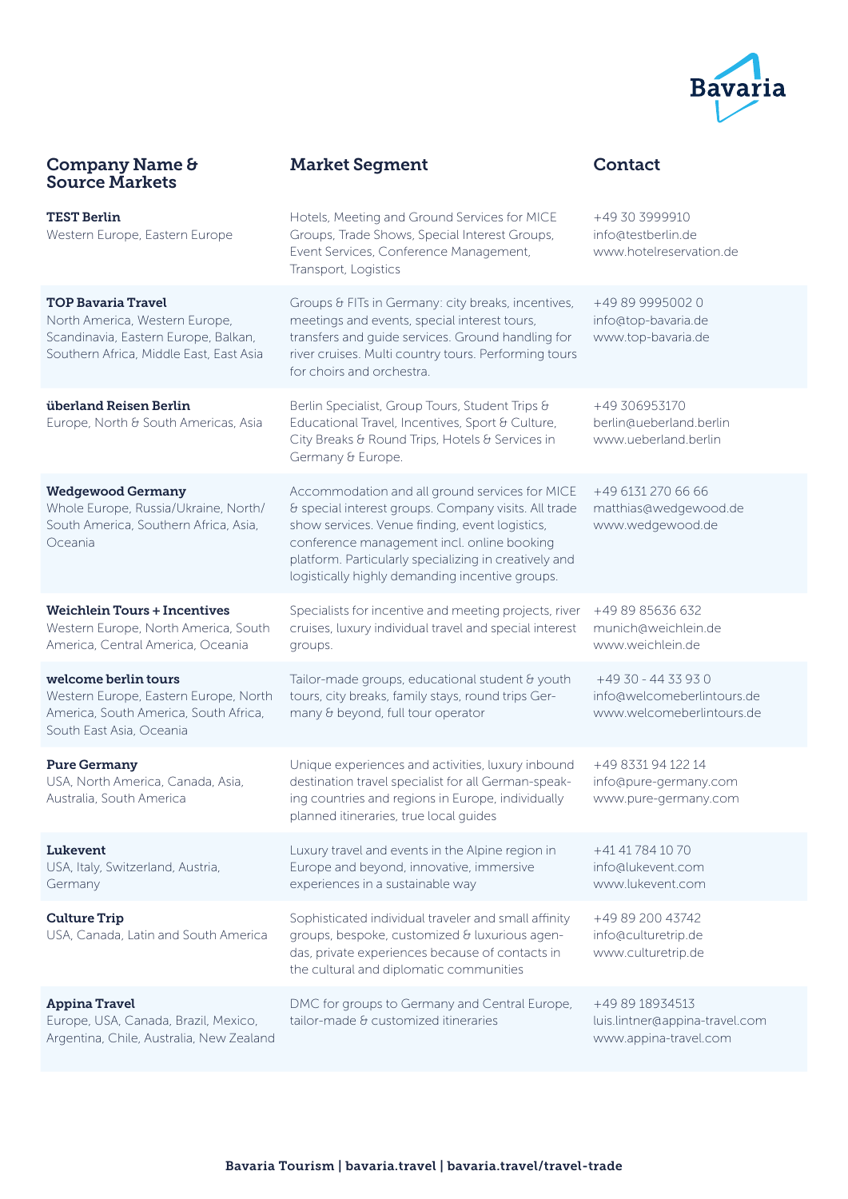| Company Name & Source Markets | Market Segment | Contact |
|---|---|---|
| **TEST Berlin**<br>Western Europe, Eastern Europe | Hotels, Meeting and Ground Services for MICE Groups, Trade Shows, Special Interest Groups, Event Services, Conference Management, Transport, Logistics | +49 30 3999910<br>info@testberlin.de<br>www.hotelreservation.de |
| **TOP Bavaria Travel**<br>North America, Western Europe, Scandinavia, Eastern Europe, Balkan, Southern Africa, Middle East, East Asia | Groups & FITs in Germany: city breaks, incentives, meetings and events, special interest tours, transfers and guide services. Ground handling for river cruises. Multi country tours. Performing tours for choirs and orchestra. | +49 89 9995002 0<br>info@top-bavaria.de<br>www.top-bavaria.de |
| **überland Reisen Berlin**<br>Europe, North & South Americas, Asia | Berlin Specialist, Group Tours, Student Trips & Educational Travel, Incentives, Sport & Culture, City Breaks & Round Trips, Hotels & Services in Germany & Europe. | +49 306953170<br>berlin@ueberland.berlin<br>www.ueberland.berlin |
| **Wedgewood Germany**<br>Whole Europe, Russia/Ukraine, North/South America, Southern Africa, Asia, Oceania | Accommodation and all ground services for MICE & special interest groups. Company visits. All trade show services. Venue finding, event logistics, conference management incl. online booking platform. Particularly specializing in creatively and logistically highly demanding incentive groups. | +49 6131 270 66 66<br>matthias@wedgewood.de<br>www.wedgewood.de |
| **Weichlein Tours + Incentives**<br>Western Europe, North America, South America, Central America, Oceania | Specialists for incentive and meeting projects, river cruises, luxury individual travel and special interest groups. | +49 89 85636 632<br>munich@weichlein.de<br>www.weichlein.de |
| **welcome berlin tours**<br>Western Europe, Eastern Europe, North America, South America, South Africa, South East Asia, Oceania | Tailor-made groups, educational student & youth tours, city breaks, family stays, round trips Germany & beyond, full tour operator | +49 30 - 44 33 93 0<br>info@welcomeberlintours.de<br>www.welcomeberlintours.de |
| **Pure Germany**<br>USA, North America, Canada, Asia, Australia, South America | Unique experiences and activities, luxury inbound destination travel specialist for all German-speaking countries and regions in Europe, individually planned itineraries, true local guides | +49 8331 94 122 14<br>info@pure-germany.com<br>www.pure-germany.com |
| **Lukevent**<br>USA, Italy, Switzerland, Austria, Germany | Luxury travel and events in the Alpine region in Europe and beyond, innovative, immersive experiences in a sustainable way | +41 41 784 10 70<br>info@lukevent.com<br>www.lukevent.com |
| **Culture Trip**<br>USA, Canada, Latin and South America | Sophisticated individual traveler and small affinity groups, bespoke, customized & luxurious agendas, private experiences because of contacts in the cultural and diplomatic communities | +49 89 200 43742<br>info@culturetrip.de<br>www.culturetrip.de |
| **Appina Travel**<br>Europe, USA, Canada, Brazil, Mexico, Argentina, Chile, Australia, New Zealand | DMC for groups to Germany and Central Europe, tailor-made & customized itineraries | +49 89 18934513<br>luis.lintner@appina-travel.com<br>www.appina-travel.com |